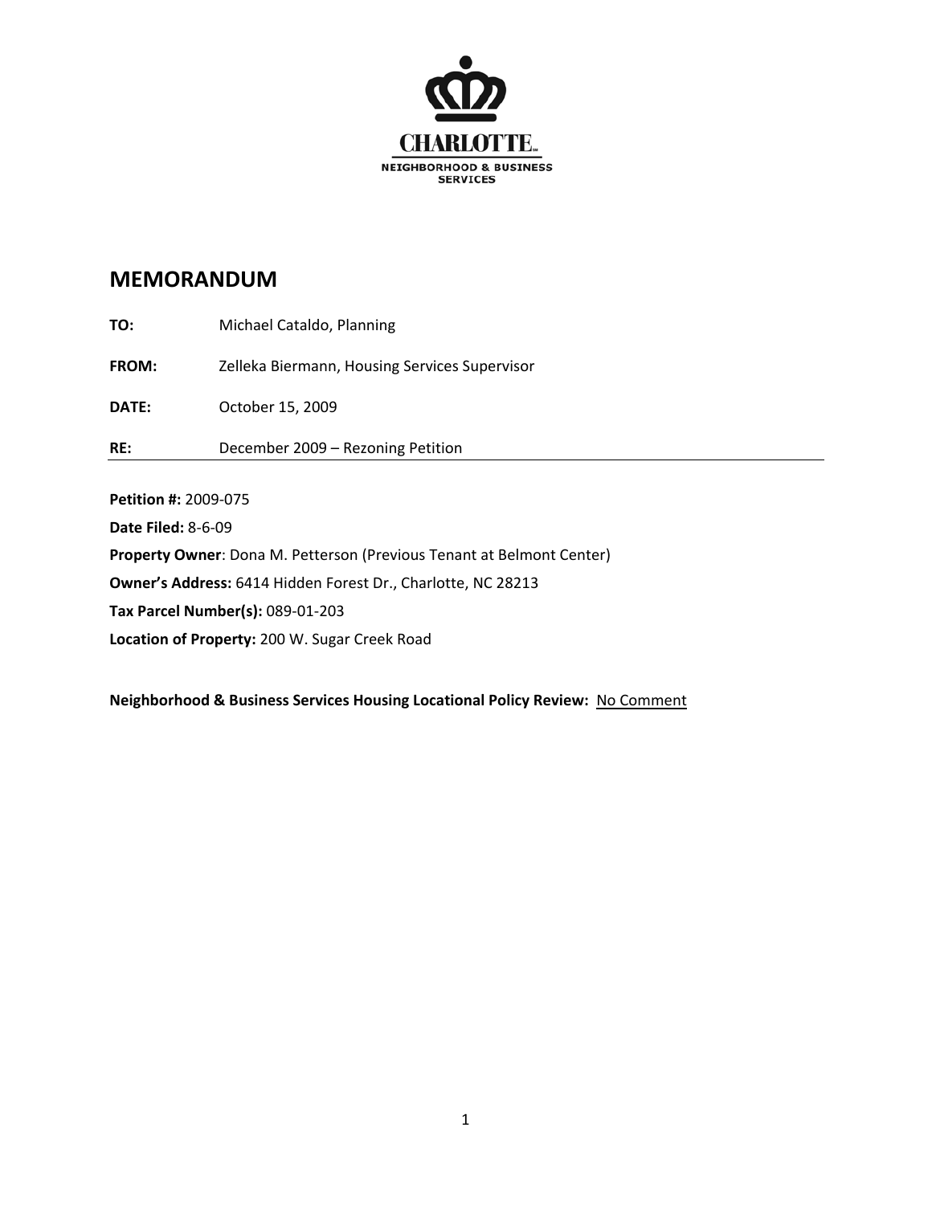CHARLOTTE

NEIGHBORHOOD & BUSINESS SERVICES

# MEMORANDUM

**TO:** Michael Cataldo, Planning

**FROM:** Zelleka Biermann, Housing Services Supervisor

**DATE:** October 15, 2009

**RE:** December 2009 – Rezoning Petition

---

**Petition #:** 2009-075

**Date Filed:** 8-6-09

**Property Owner**: Dona M. Petterson (Previous Tenant at Belmont Center)

**Owner's Address:** 6414 Hidden Forest Dr., Charlotte, NC 28213

**Tax Parcel Number(s):** 089-01-203

**Location of Property:** 200 W. Sugar Creek Road

**Neighborhood & Business Services Housing Locational Policy Review:** No Comment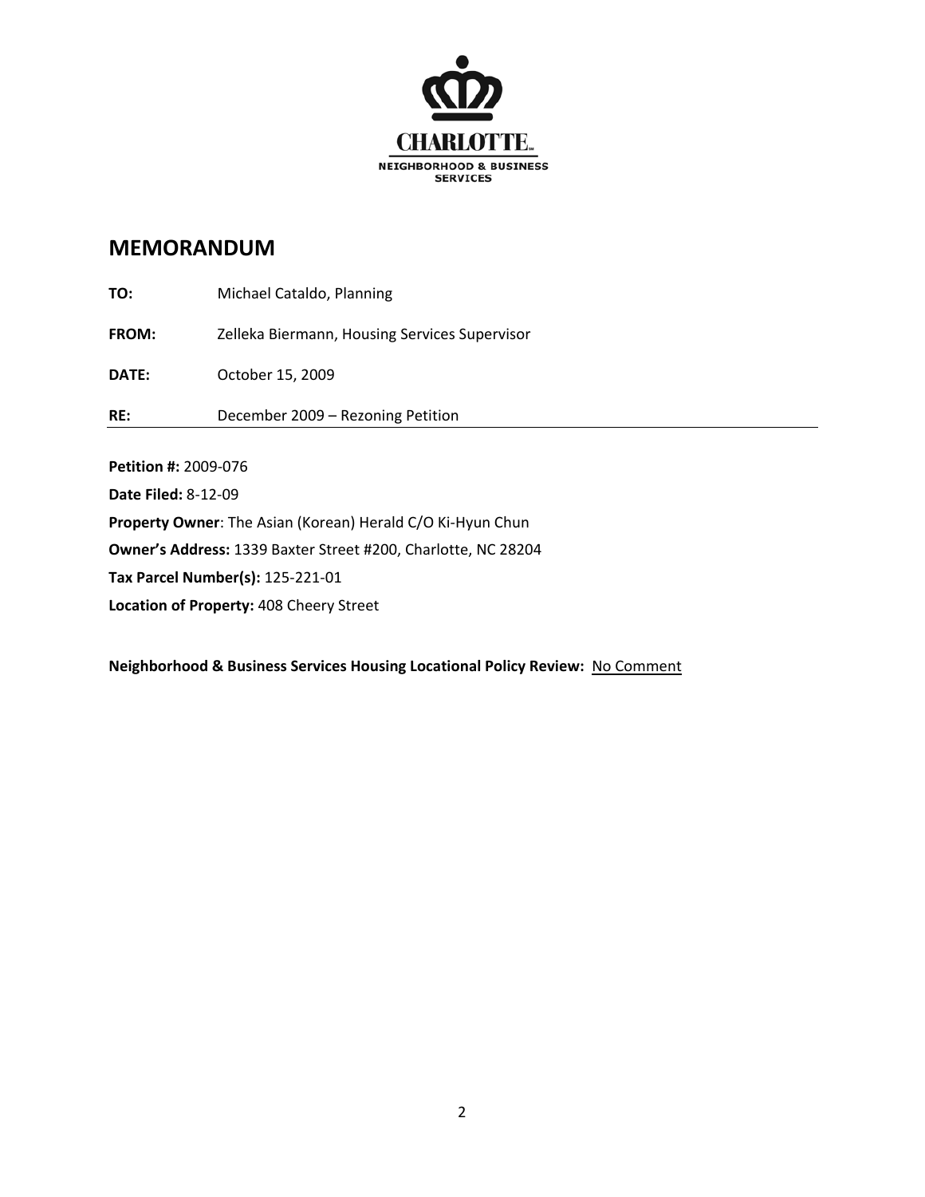CHARLOTTE

NEIGHBORHOOD & BUSINESS SERVICES

## MEMORANDUM

**TO:** Michael Cataldo, Planning

**FROM:** Zelleka Biermann, Housing Services Supervisor

**DATE:** October 15, 2009

**RE:** December 2009 – Rezoning Petition

---

**Petition #:** 2009-076

**Date Filed:** 8-12-09

**Property Owner**: The Asian (Korean) Herald C/O Ki-Hyun Chun

**Owner's Address:** 1339 Baxter Street #200, Charlotte, NC 28204

**Tax Parcel Number(s):** 125-221-01

**Location of Property:** 408 Cheery Street

**Neighborhood & Business Services Housing Locational Policy Review:** No Comment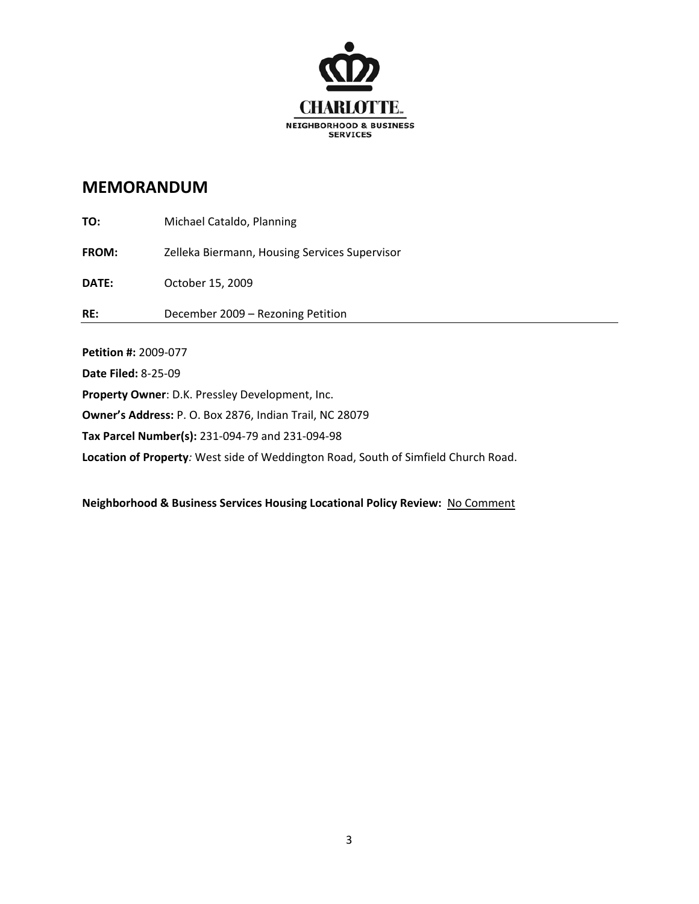CHARLOTTE

NEIGHBORHOOD & BUSINESS SERVICES

# MEMORANDUM

**TO:** Michael Cataldo, Planning

**FROM:** Zelleka Biermann, Housing Services Supervisor

**DATE:** October 15, 2009

**RE:** December 2009 – Rezoning Petition

---

**Petition #:** 2009-077

**Date Filed:** 8-25-09

**Property Owner**: D.K. Pressley Development, Inc.

**Owner's Address:** P. O. Box 2876, Indian Trail, NC 28079

**Tax Parcel Number(s):** 231-094-79 and 231-094-98

**Location of Property***:* West side of Weddington Road, South of Simfield Church Road.

**Neighborhood & Business Services Housing Locational Policy Review:** No Comment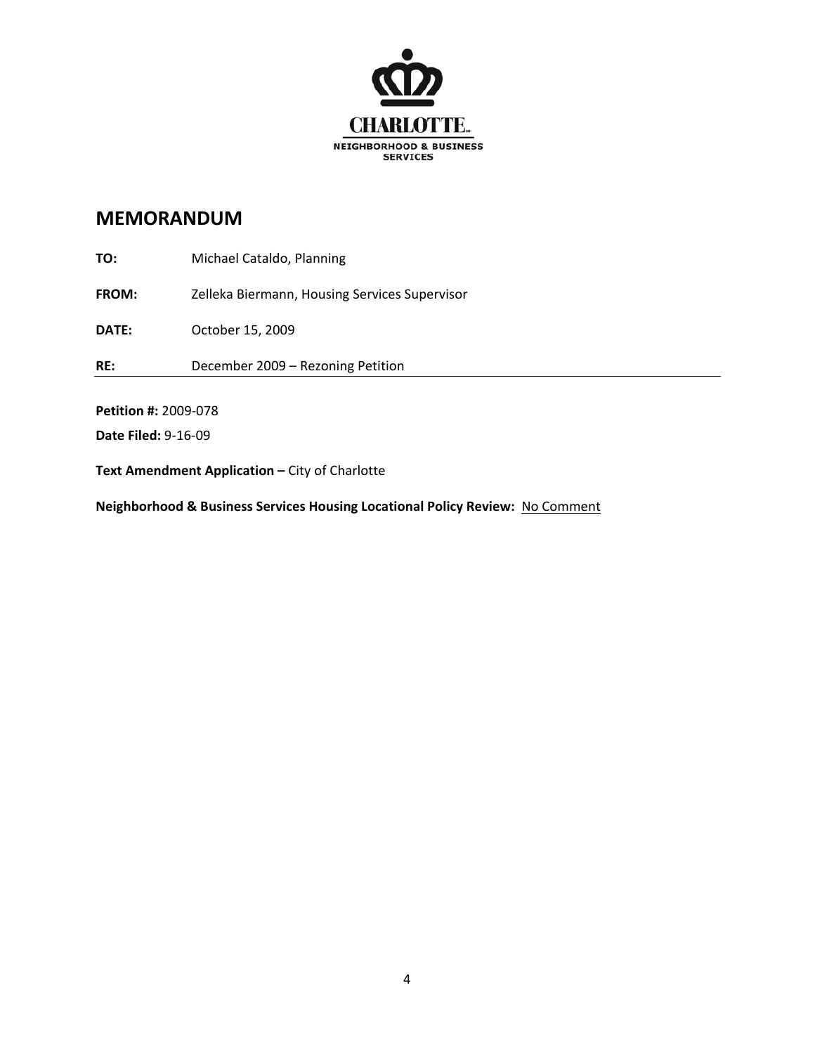CHARLOTTE

NEIGHBORHOOD & BUSINESS SERVICES

# MEMORANDUM

**TO:** Michael Cataldo, Planning

**FROM:** Zelleka Biermann, Housing Services Supervisor

**DATE:** October 15, 2009

**RE:** December 2009 – Rezoning Petition

---

**Petition #:** 2009-078

**Date Filed:** 9-16-09

**Text Amendment Application –** City of Charlotte

**Neighborhood & Business Services Housing Locational Policy Review:** <u>No Comment</u>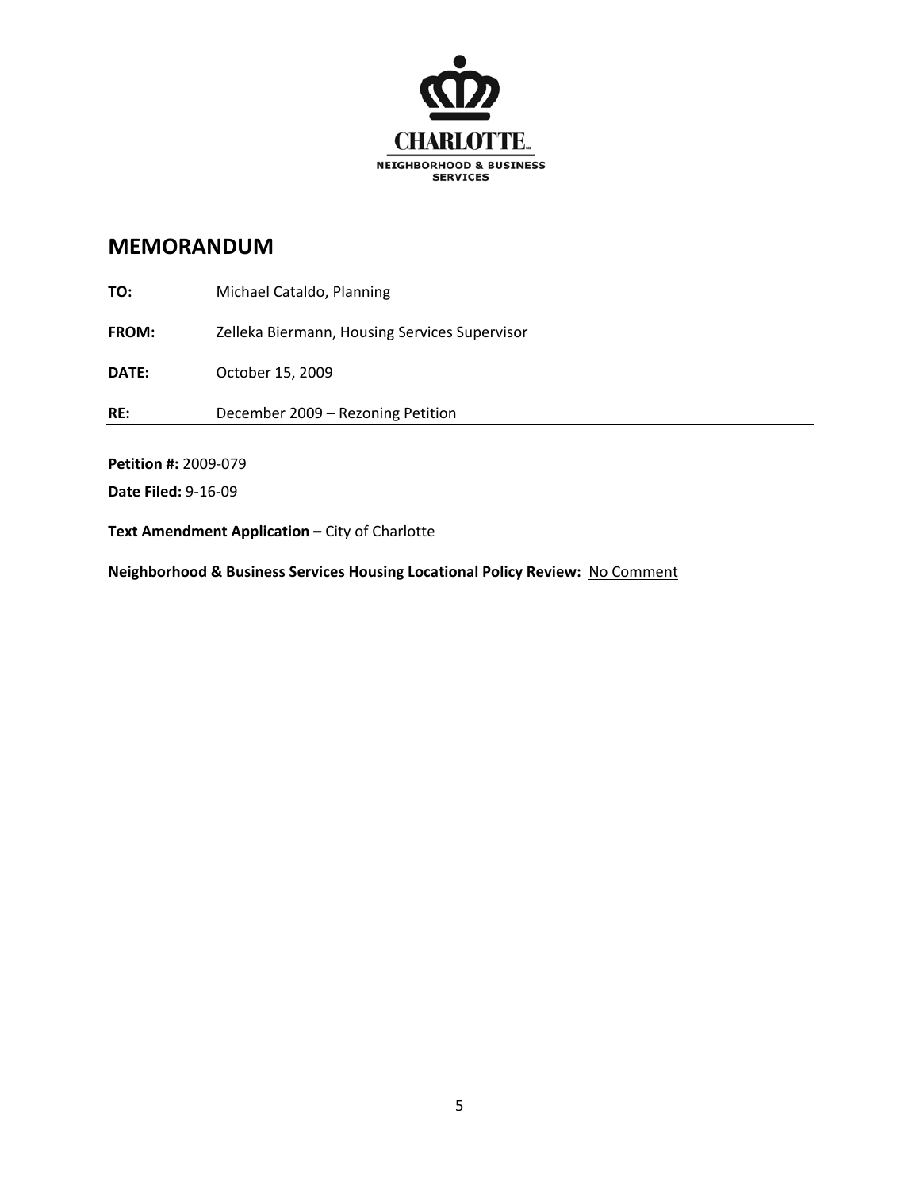CHARLOTTE

NEIGHBORHOOD & BUSINESS SERVICES

## MEMORANDUM

**TO:** Michael Cataldo, Planning

**FROM:** Zelleka Biermann, Housing Services Supervisor

**DATE:** October 15, 2009

**RE:** December 2009 – Rezoning Petition

---

**Petition #:** 2009-079

**Date Filed:** 9-16-09

**Text Amendment Application –** City of Charlotte

**Neighborhood & Business Services Housing Locational Policy Review:** No Comment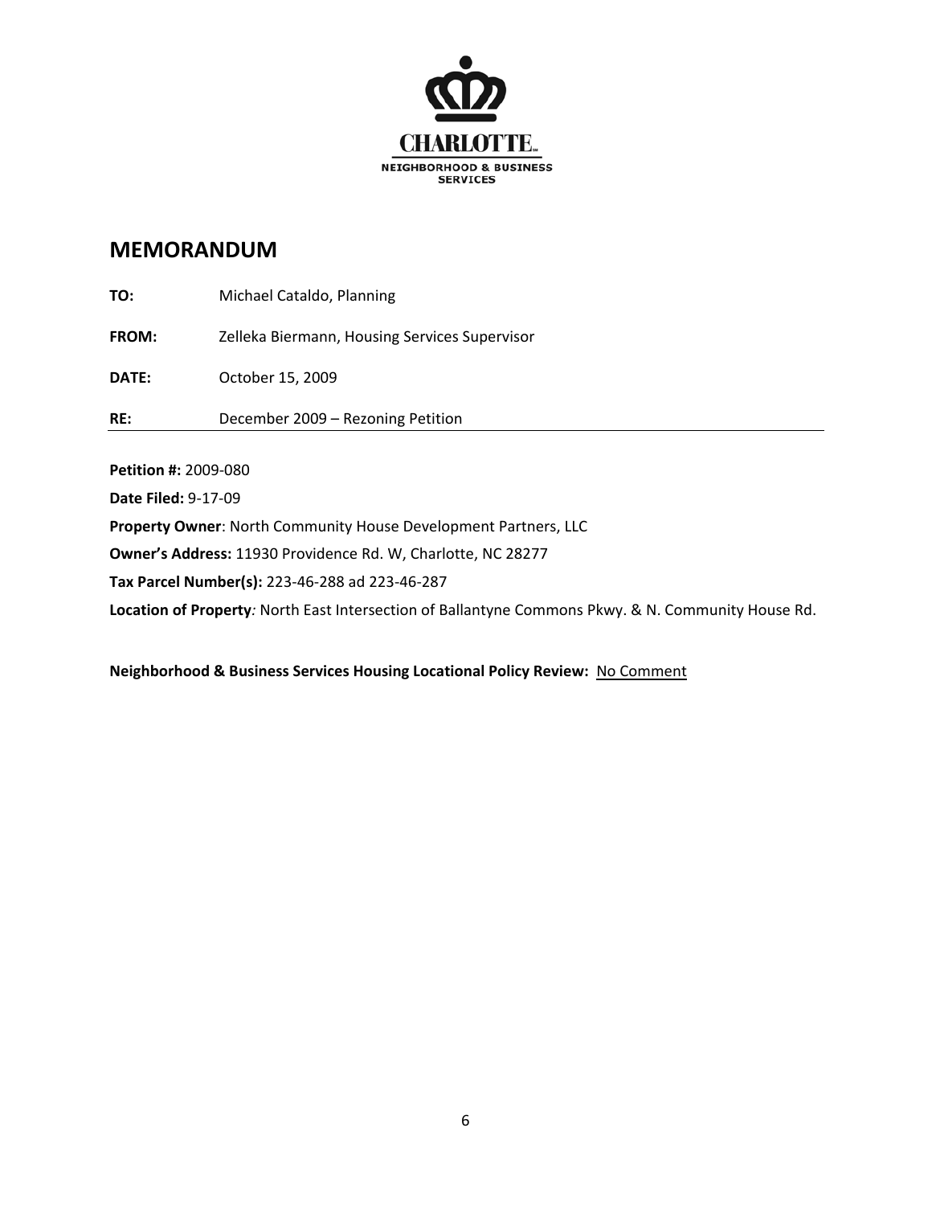CHARLOTTE.
NEIGHBORHOOD & BUSINESS SERVICES

# MEMORANDUM

**TO:** Michael Cataldo, Planning

**FROM:** Zelleka Biermann, Housing Services Supervisor

**DATE:** October 15, 2009

**RE:** December 2009 – Rezoning Petition

---

**Petition #:** 2009-080

**Date Filed:** 9-17-09

**Property Owner**: North Community House Development Partners, LLC

**Owner's Address:** 11930 Providence Rd. W, Charlotte, NC 28277

**Tax Parcel Number(s):** 223-46-288 ad 223-46-287

**Location of Property***:* North East Intersection of Ballantyne Commons Pkwy. & N. Community House Rd.

**Neighborhood & Business Services Housing Locational Policy Review:** No Comment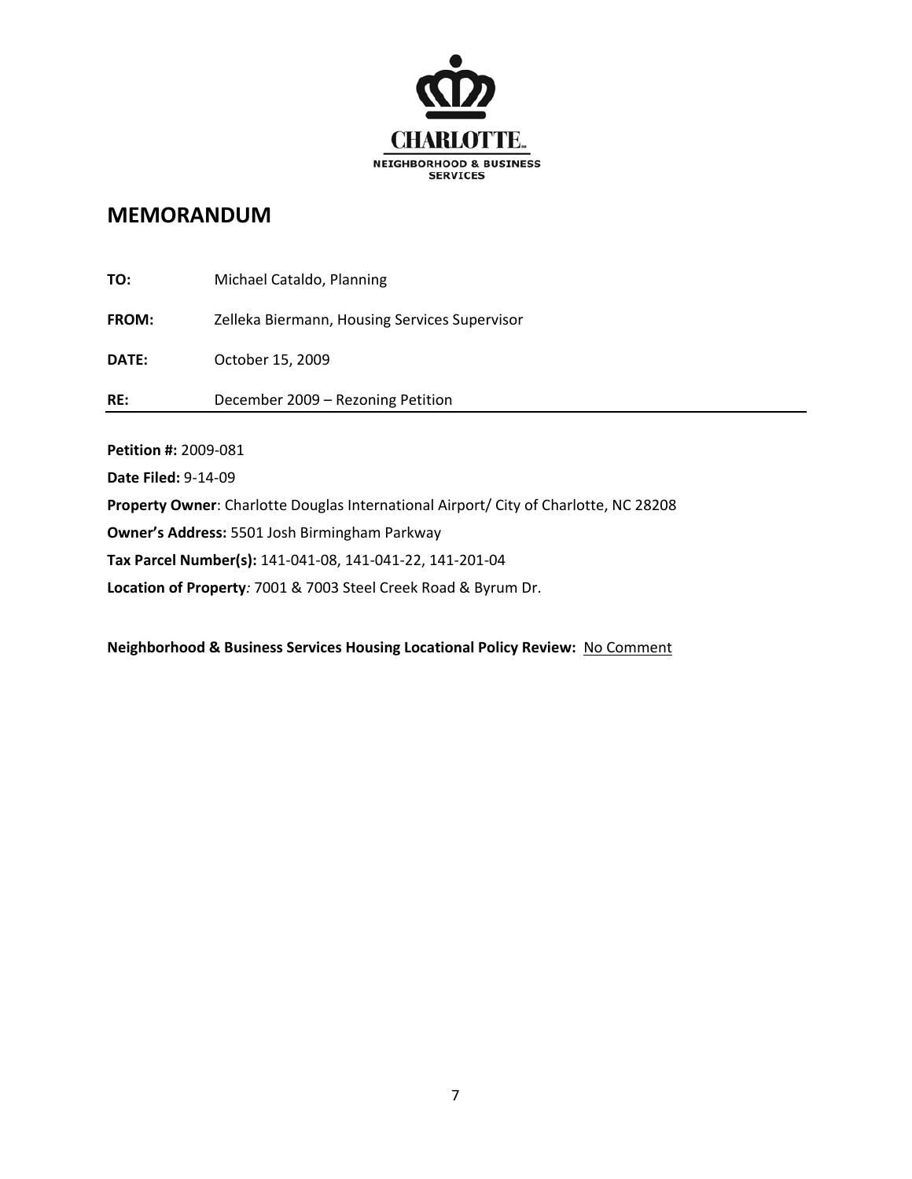CHARLOTTE.
NEIGHBORHOOD & BUSINESS SERVICES

# MEMORANDUM

**TO:** Michael Cataldo, Planning

**FROM:** Zelleka Biermann, Housing Services Supervisor

**DATE:** October 15, 2009

**RE:** December 2009 – Rezoning Petition

---

**Petition #:** 2009-081

**Date Filed:** 9-14-09

**Property Owner**: Charlotte Douglas International Airport/ City of Charlotte, NC 28208

**Owner's Address:** 5501 Josh Birmingham Parkway

**Tax Parcel Number(s):** 141-041-08, 141-041-22, 141-201-04

**Location of Property***:* 7001 & 7003 Steel Creek Road & Byrum Dr.

**Neighborhood & Business Services Housing Locational Policy Review:** No Comment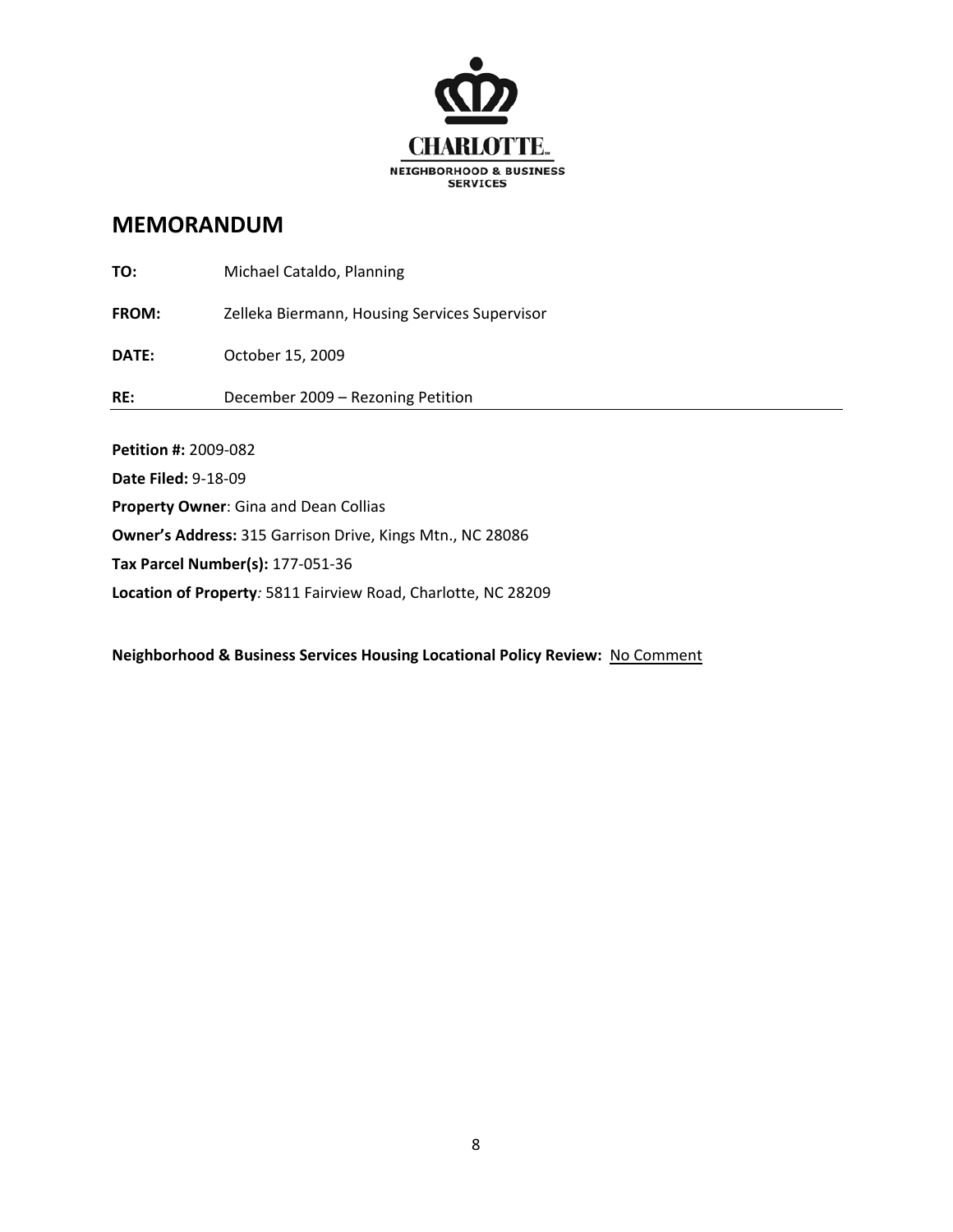CHARLOTTE
NEIGHBORHOOD & BUSINESS SERVICES

# MEMORANDUM

**TO:** Michael Cataldo, Planning

**FROM:** Zelleka Biermann, Housing Services Supervisor

**DATE:** October 15, 2009

**RE:** December 2009 – Rezoning Petition

---

**Petition #:** 2009-082

**Date Filed:** 9-18-09

**Property Owner**: Gina and Dean Collias

**Owner's Address:** 315 Garrison Drive, Kings Mtn., NC 28086

**Tax Parcel Number(s):** 177-051-36

**Location of Property***:* 5811 Fairview Road, Charlotte, NC 28209

**Neighborhood & Business Services Housing Locational Policy Review:** <u>No Comment</u>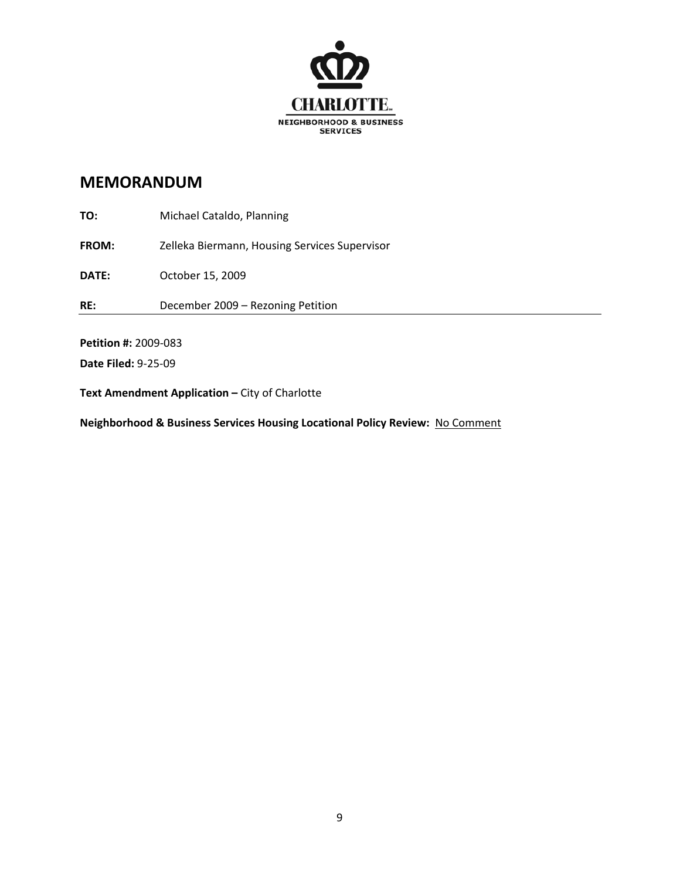CHARLOTTE.

NEIGHBORHOOD & BUSINESS SERVICES

## MEMORANDUM

**TO:** Michael Cataldo, Planning

**FROM:** Zelleka Biermann, Housing Services Supervisor

**DATE:** October 15, 2009

**RE:** December 2009 – Rezoning Petition

---

**Petition #:** 2009-083

**Date Filed:** 9-25-09

**Text Amendment Application –** City of Charlotte

**Neighborhood & Business Services Housing Locational Policy Review:** No Comment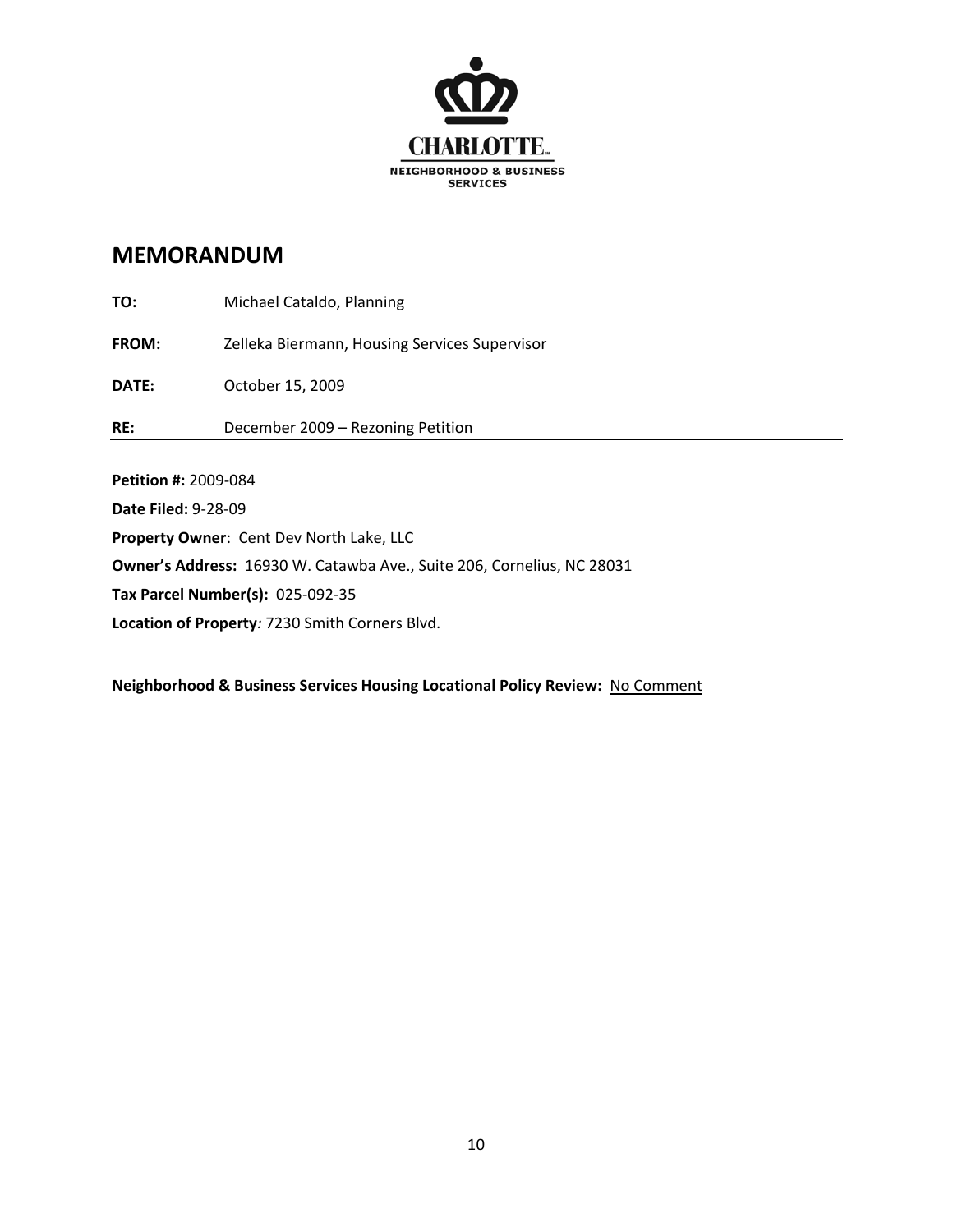CHARLOTTE
NEIGHBORHOOD & BUSINESS SERVICES

# MEMORANDUM

**TO:** Michael Cataldo, Planning

**FROM:** Zelleka Biermann, Housing Services Supervisor

**DATE:** October 15, 2009

**RE:** December 2009 – Rezoning Petition

---

**Petition #:** 2009-084

**Date Filed:** 9-28-09

**Property Owner**: Cent Dev North Lake, LLC

**Owner's Address:** 16930 W. Catawba Ave., Suite 206, Cornelius, NC 28031

**Tax Parcel Number(s):** 025-092-35

**Location of Property***:* 7230 Smith Corners Blvd.

**Neighborhood & Business Services Housing Locational Policy Review:** No Comment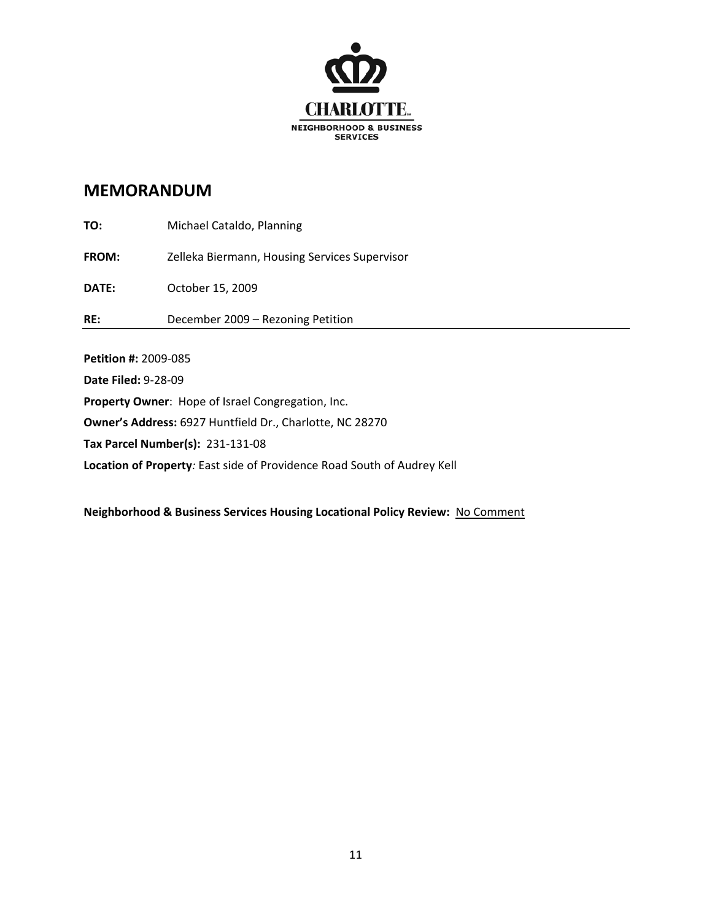CHARLOTTE

NEIGHBORHOOD & BUSINESS SERVICES

## MEMORANDUM

**TO:** Michael Cataldo, Planning

**FROM:** Zelleka Biermann, Housing Services Supervisor

**DATE:** October 15, 2009

**RE:** December 2009 – Rezoning Petition

---

**Petition #:** 2009-085

**Date Filed:** 9-28-09

**Property Owner**: Hope of Israel Congregation, Inc.

**Owner's Address:** 6927 Huntfield Dr., Charlotte, NC 28270

**Tax Parcel Number(s):** 231-131-08

**Location of Property**: East side of Providence Road South of Audrey Kell

**Neighborhood & Business Services Housing Locational Policy Review:** No Comment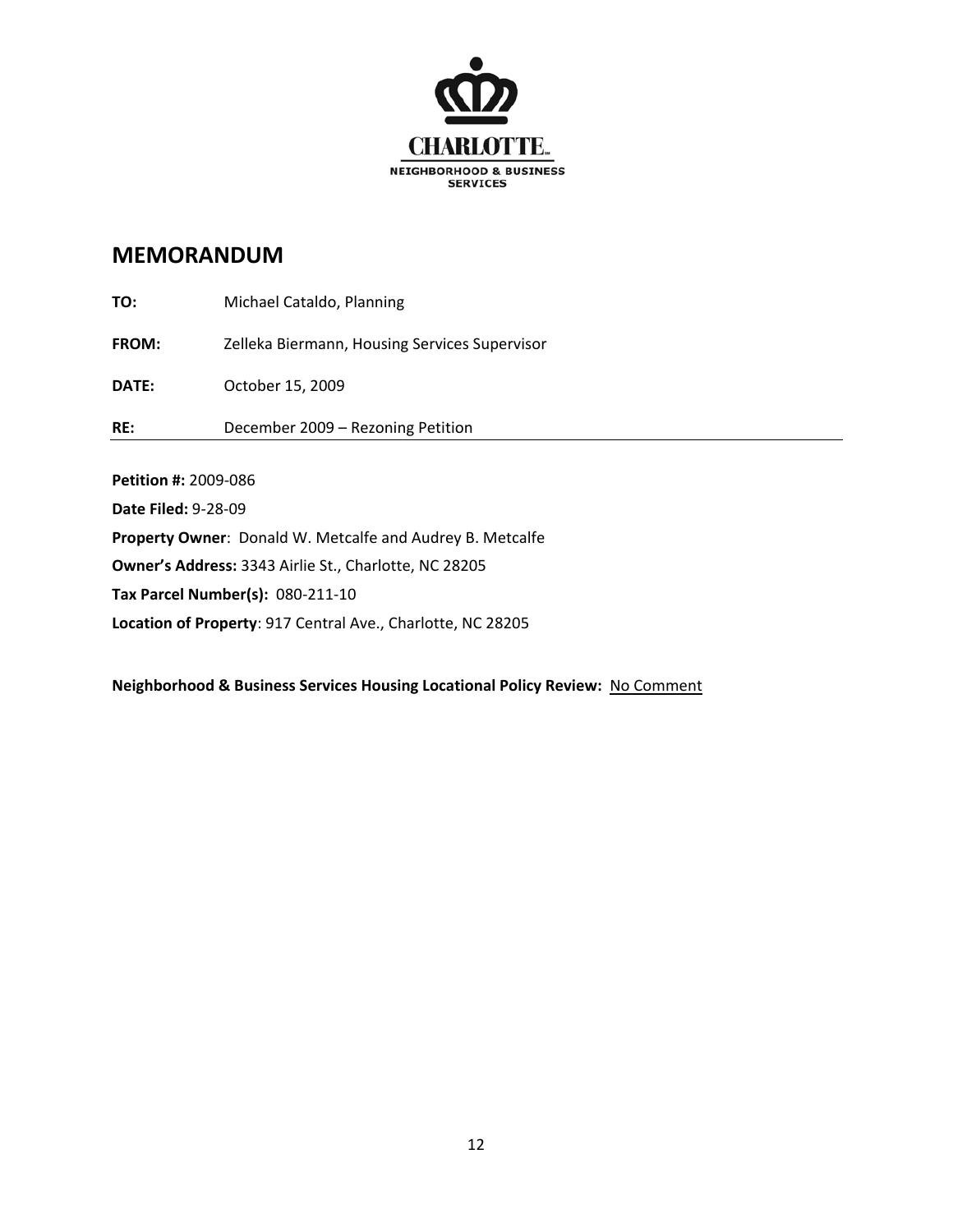CHARLOTTE

NEIGHBORHOOD & BUSINESS SERVICES

# MEMORANDUM

**TO:** Michael Cataldo, Planning

**FROM:** Zelleka Biermann, Housing Services Supervisor

**DATE:** October 15, 2009

**RE:** December 2009 – Rezoning Petition

---

**Petition #:** 2009-086

**Date Filed:** 9-28-09

**Property Owner**: Donald W. Metcalfe and Audrey B. Metcalfe

**Owner's Address:** 3343 Airlie St., Charlotte, NC 28205

**Tax Parcel Number(s):** 080-211-10

**Location of Property**: 917 Central Ave., Charlotte, NC 28205

**Neighborhood & Business Services Housing Locational Policy Review:** No Comment